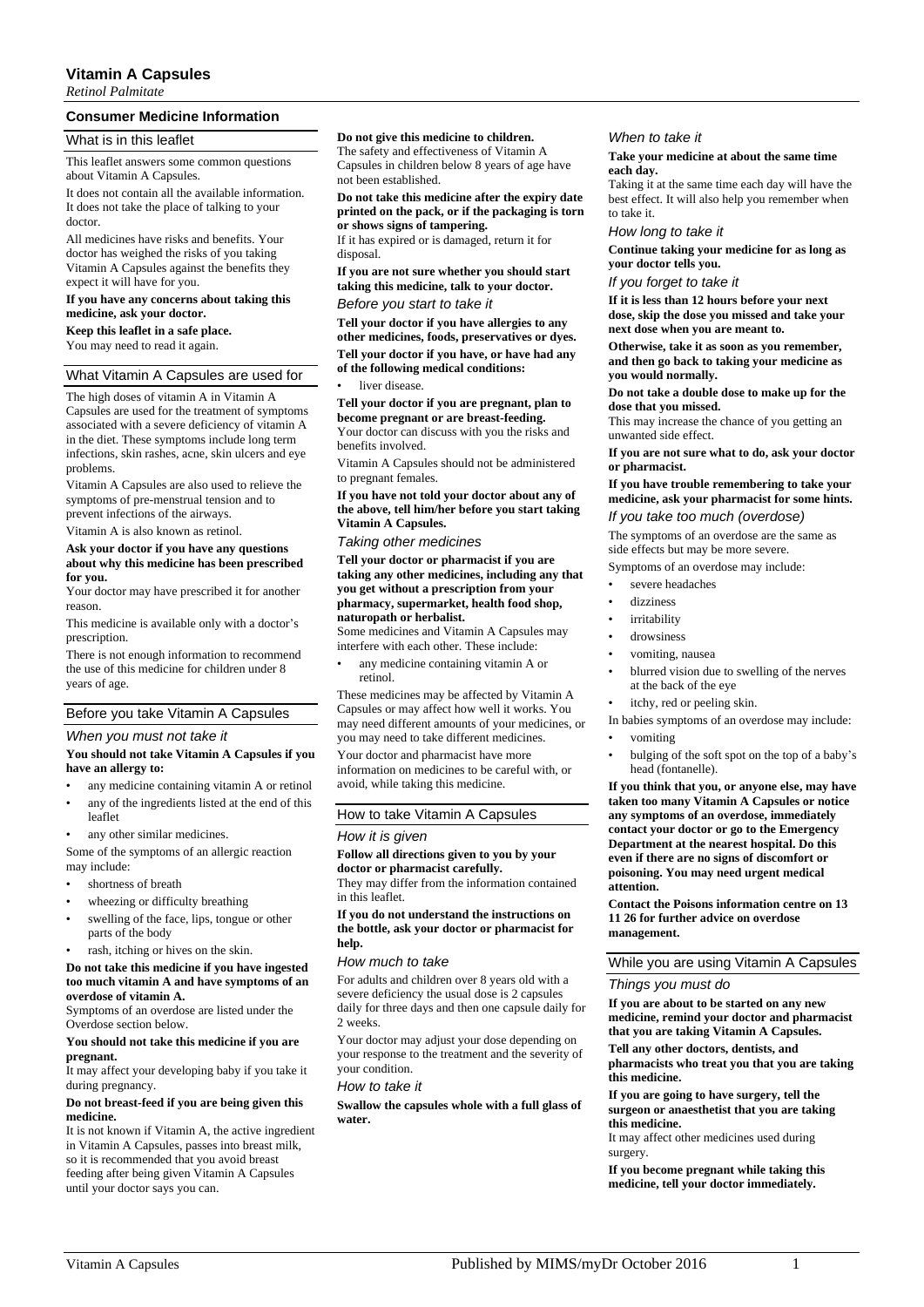# Vitamin A Capsules

*Retinol Palmitate*

## Consumer Medicine Information

### What is in this leaflet

This leaflet answers some common questions about Vitamin A Capsules.

It does not contain all the available information. It does not take the place of talking to your doctor.

All medicines have risks and benefits. Your doctor has weighed the risks of you taking Vitamin A Capsules against the benefits they expect it will have for you.

**If you have any concerns about taking this medicine, ask your doctor.**

**Keep this leaflet in a safe place.**

You may need to read it again.

### What Vitamin A Capsules are used for

The high doses of vitamin A in Vitamin A Capsules are used for the treatment of symptoms associated with a severe deficiency of vitamin A in the diet. These symptoms include long term infections, skin rashes, acne, skin ulcers and eye problems.

Vitamin A Capsules are also used to relieve the symptoms of pre-menstrual tension and to prevent infections of the airways.

Vitamin A is also known as retinol.

**Ask your doctor if you have any questions about why this medicine has been prescribed for you.**

Your doctor may have prescribed it for another reason.

This medicine is available only with a doctor's prescription.

There is not enough information to recommend the use of this medicine for children under 8 years of age.

### Before you take Vitamin A Capsules

#### *When you must not take it*

**You should not take Vitamin A Capsules if you have an allergy to:**

- any medicine containing vitamin A or retinol
- any of the ingredients listed at the end of this leaflet
- any other similar medicines.

Some of the symptoms of an allergic reaction may include:

- shortness of breath
- wheezing or difficulty breathing
- swelling of the face, lips, tongue or other parts of the body
- rash, itching or hives on the skin.

**Do not take this medicine if you have ingested too much vitamin A and have symptoms of an overdose of vitamin A.**

Symptoms of an overdose are listed under the Overdose section below.

**You should not take this medicine if you are pregnant.**

It may affect your developing baby if you take it during pregnancy.

**Do not breast-feed if you are being given this medicine.**

It is not known if Vitamin A, the active ingredient in Vitamin A Capsules, passes into breast milk, so it is recommended that you avoid breast feeding after being given Vitamin A Capsules until your doctor says you can.

**Do not give this medicine to children.**

The safety and effectiveness of Vitamin A Capsules in children below 8 years of age have not been established.

**Do not take this medicine after the expiry date printed on the pack, or if the packaging is torn or shows signs of tampering.**

If it has expired or is damaged, return it for disposal.

**If you are not sure whether you should start taking this medicine, talk to your doctor.**

#### *Before you start to take it*

**Tell your doctor if you have allergies to any other medicines, foods, preservatives or dyes.**

**Tell your doctor if you have, or have had any of the following medical conditions:**

- liver disease.

**Tell your doctor if you are pregnant, plan to become pregnant or are breast-feeding.**

Your doctor can discuss with you the risks and benefits involved.

Vitamin A Capsules should not be administered to pregnant females.

**If you have not told your doctor about any of the above, tell him/her before you start taking Vitamin A Capsules.**

#### *Taking other medicines*

**Tell your doctor or pharmacist if you are taking any other medicines, including any that you get without a prescription from your pharmacy, supermarket, health food shop, naturopath or herbalist.**

Some medicines and Vitamin A Capsules may interfere with each other. These include:

- any medicine containing vitamin A or retinol.

These medicines may be affected by Vitamin A Capsules or may affect how well it works. You may need different amounts of your medicines, or you may need to take different medicines.

Your doctor and pharmacist have more information on medicines to be careful with, or avoid, while taking this medicine.

### How to take Vitamin A Capsules

#### *How it is given*

**Follow all directions given to you by your doctor or pharmacist carefully.**

They may differ from the information contained in this leaflet.

**If you do not understand the instructions on the bottle, ask your doctor or pharmacist for help.**

#### *How much to take*

For adults and children over 8 years old with a severe deficiency the usual dose is 2 capsules daily for three days and then one capsule daily for 2 weeks.

Your doctor may adjust your dose depending on your response to the treatment and the severity of your condition.

#### *How to take it*

**Swallow the capsules whole with a full glass of water.**

#### *When to take it*

**Take your medicine at about the same time each day.**

Taking it at the same time each day will have the best effect. It will also help you remember when to take it.

#### *How long to take it*

**Continue taking your medicine for as long as your doctor tells you.**

#### *If you forget to take it*

**If it is less than 12 hours before your next dose, skip the dose you missed and take your next dose when you are meant to.**

**Otherwise, take it as soon as you remember, and then go back to taking your medicine as you would normally.**

**Do not take a double dose to make up for the dose that you missed.**

This may increase the chance of you getting an unwanted side effect.

**If you are not sure what to do, ask your doctor or pharmacist.**

**If you have trouble remembering to take your medicine, ask your pharmacist for some hints.**

#### *If you take too much (overdose)*

The symptoms of an overdose are the same as side effects but may be more severe.

Symptoms of an overdose may include:

- severe headaches
- dizziness
- irritability
- drowsiness
- vomiting, nausea
- blurred vision due to swelling of the nerves at the back of the eye
- itchy, red or peeling skin.

In babies symptoms of an overdose may include:

- vomiting
- bulging of the soft spot on the top of a baby's head (fontanelle).

**If you think that you, or anyone else, may have taken too many Vitamin A Capsules or notice any symptoms of an overdose, immediately contact your doctor or go to the Emergency Department at the nearest hospital. Do this even if there are no signs of discomfort or poisoning. You may need urgent medical attention.**

**Contact the Poisons information centre on 13 11 26 for further advice on overdose management.**

### While you are using Vitamin A Capsules

#### *Things you must do*

**If you are about to be started on any new medicine, remind your doctor and pharmacist that you are taking Vitamin A Capsules.**

**Tell any other doctors, dentists, and pharmacists who treat you that you are taking this medicine.**

**If you are going to have surgery, tell the surgeon or anaesthetist that you are taking this medicine.**

It may affect other medicines used during surgery.

**If you become pregnant while taking this medicine, tell your doctor immediately.**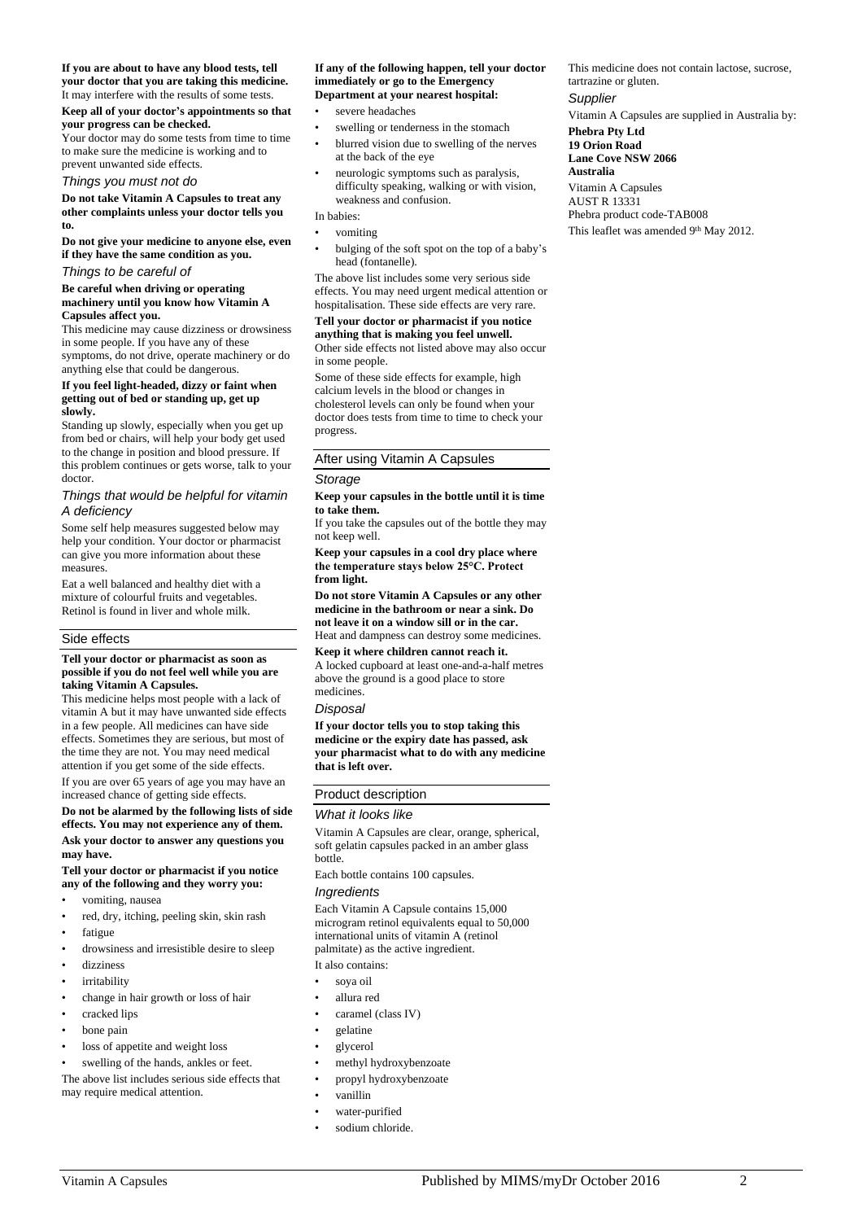**If you are about to have any blood tests, tell your doctor that you are taking this medicine.** It may interfere with the results of some tests.

**Keep all of your doctor's appointments so that your progress can be checked.**

Your doctor may do some tests from time to time to make sure the medicine is working and to prevent unwanted side effects.

### *Things you must not do*

**Do not take Vitamin A Capsules to treat any other complaints unless your doctor tells you to.**

**Do not give your medicine to anyone else, even if they have the same condition as you.**

### *Things to be careful of*

**Be careful when driving or operating machinery until you know how Vitamin A Capsules affect you.**

This medicine may cause dizziness or drowsiness in some people. If you have any of these symptoms, do not drive, operate machinery or do anything else that could be dangerous.

**If you feel light-headed, dizzy or faint when getting out of bed or standing up, get up slowly.**

Standing up slowly, especially when you get up from bed or chairs, will help your body get used to the change in position and blood pressure. If this problem continues or gets worse, talk to your doctor.

### *Things that would be helpful for vitamin A deficiency*

Some self help measures suggested below may help your condition. Your doctor or pharmacist can give you more information about these measures.

Eat a well balanced and healthy diet with a mixture of colourful fruits and vegetables. Retinol is found in liver and whole milk.

## Side effects

**Tell your doctor or pharmacist as soon as possible if you do not feel well while you are taking Vitamin A Capsules.**

This medicine helps most people with a lack of vitamin A but it may have unwanted side effects in a few people. All medicines can have side effects. Sometimes they are serious, but most of the time they are not. You may need medical attention if you get some of the side effects.

If you are over 65 years of age you may have an increased chance of getting side effects.

**Do not be alarmed by the following lists of side effects. You may not experience any of them.**

**Ask your doctor to answer any questions you may have.**

**Tell your doctor or pharmacist if you notice any of the following and they worry you:**

- vomiting, nausea
- red, dry, itching, peeling skin, skin rash
- fatigue
- drowsiness and irresistible desire to sleep
- dizziness
- irritability
- change in hair growth or loss of hair
- cracked lips
- bone pain
- loss of appetite and weight loss
- swelling of the hands, ankles or feet.

The above list includes serious side effects that may require medical attention.

**If any of the following happen, tell your doctor immediately or go to the Emergency Department at your nearest hospital:**

- severe headaches
- swelling or tenderness in the stomach
- blurred vision due to swelling of the nerves at the back of the eye
- neurologic symptoms such as paralysis, difficulty speaking, walking or with vision, weakness and confusion.

In babies:

- vomiting
- bulging of the soft spot on the top of a baby's head (fontanelle).

The above list includes some very serious side effects. You may need urgent medical attention or hospitalisation. These side effects are very rare.

**Tell your doctor or pharmacist if you notice anything that is making you feel unwell.**

Other side effects not listed above may also occur in some people.

Some of these side effects for example, high calcium levels in the blood or changes in cholesterol levels can only be found when your doctor does tests from time to time to check your progress.

## After using Vitamin A Capsules

### *Storage*

**Keep your capsules in the bottle until it is time to take them.**

If you take the capsules out of the bottle they may not keep well.

**Keep your capsules in a cool dry place where the temperature stays below 25°C. Protect from light.**

**Do not store Vitamin A Capsules or any other medicine in the bathroom or near a sink. Do not leave it on a window sill or in the car.**

Heat and dampness can destroy some medicines.

**Keep it where children cannot reach it.**

A locked cupboard at least one-and-a-half metres above the ground is a good place to store medicines.

### *Disposal*

**If your doctor tells you to stop taking this medicine or the expiry date has passed, ask your pharmacist what to do with any medicine that is left over.**

## Product description

### *What it looks like*

Vitamin A Capsules are clear, orange, spherical, soft gelatin capsules packed in an amber glass bottle.

Each bottle contains 100 capsules.

### *Ingredients*

Each Vitamin A Capsule contains 15,000 microgram retinol equivalents equal to 50,000 international units of vitamin A (retinol palmitate) as the active ingredient.

It also contains:

- soya oil
- allura red
- caramel (class IV)
- gelatine
- glycerol
- methyl hydroxybenzoate
- propyl hydroxybenzoate
- vanillin
- water-purified
- sodium chloride.

This medicine does not contain lactose, sucrose, tartrazine or gluten.

### *Supplier*

Vitamin A Capsules are supplied in Australia by:

**Phebra Pty Ltd**
**19 Orion Road**
**Lane Cove NSW 2066**
**Australia**

Vitamin A Capsules
AUST R 13331
Phebra product code-TAB008

This leaflet was amended 9th May 2012.